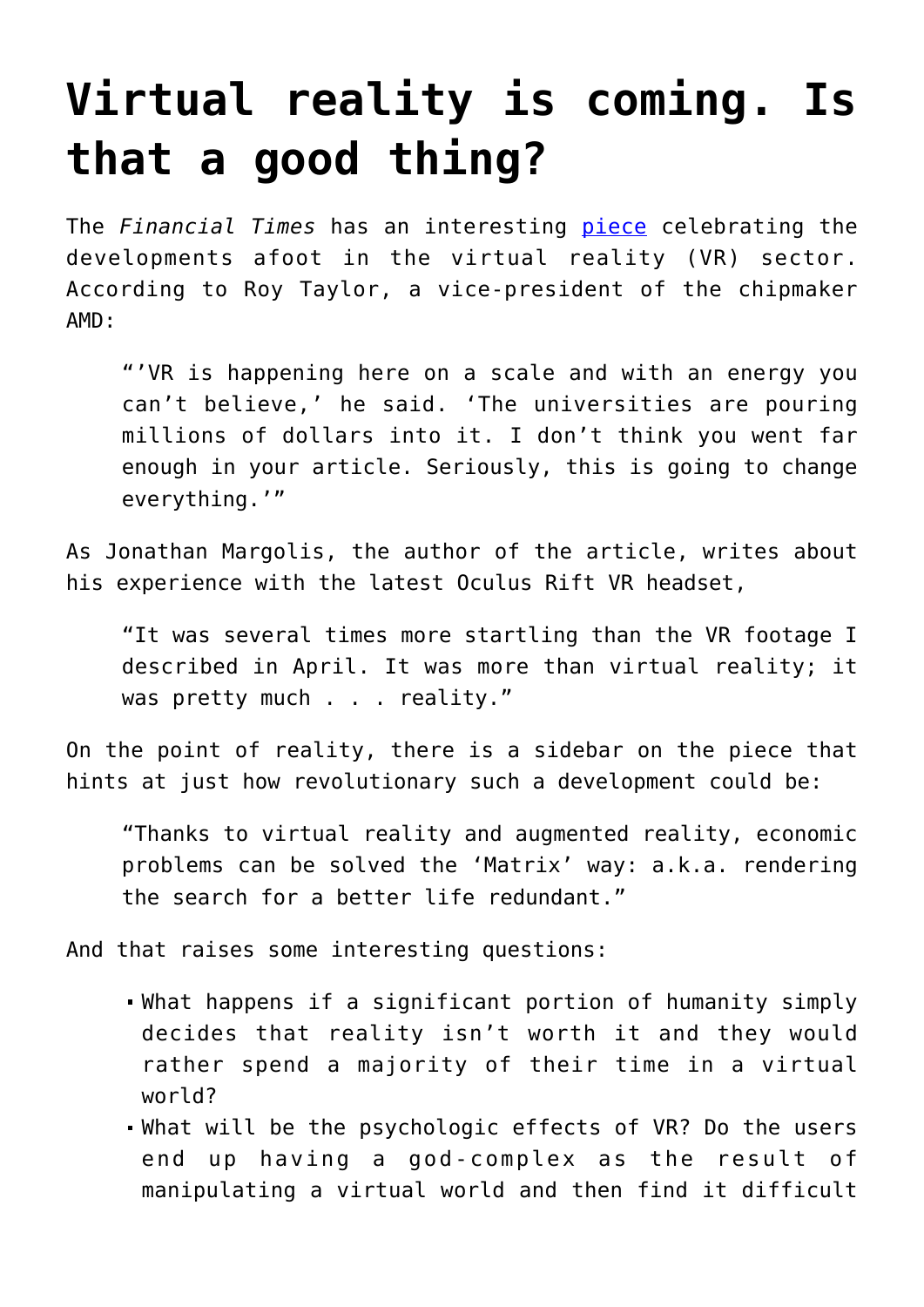# Virtual reality is coming. Is that a good thing?

The *Financial Times* has an interesting [piece](piece) celebrating the developments afoot in the virtual reality (VR) sector. According to Roy Taylor, a vice-president of the chipmaker AMD:

> "'VR is happening here on a scale and with an energy you can't believe,' he said. 'The universities are pouring millions of dollars into it. I don't think you went far enough in your article. Seriously, this is going to change everything.'"

As Jonathan Margolis, the author of the article, writes about his experience with the latest Oculus Rift VR headset,

> "It was several times more startling than the VR footage I described in April. It was more than virtual reality; it was pretty much . . . reality."

On the point of reality, there is a sidebar on the piece that hints at just how revolutionary such a development could be:

> "Thanks to virtual reality and augmented reality, economic problems can be solved the 'Matrix' way: a.k.a. rendering the search for a better life redundant."

And that raises some interesting questions:

- What happens if a significant portion of humanity simply decides that reality isn't worth it and they would rather spend a majority of their time in a virtual world?
- What will be the psychologic effects of VR? Do the users end up having a god-complex as the result of manipulating a virtual world and then find it difficult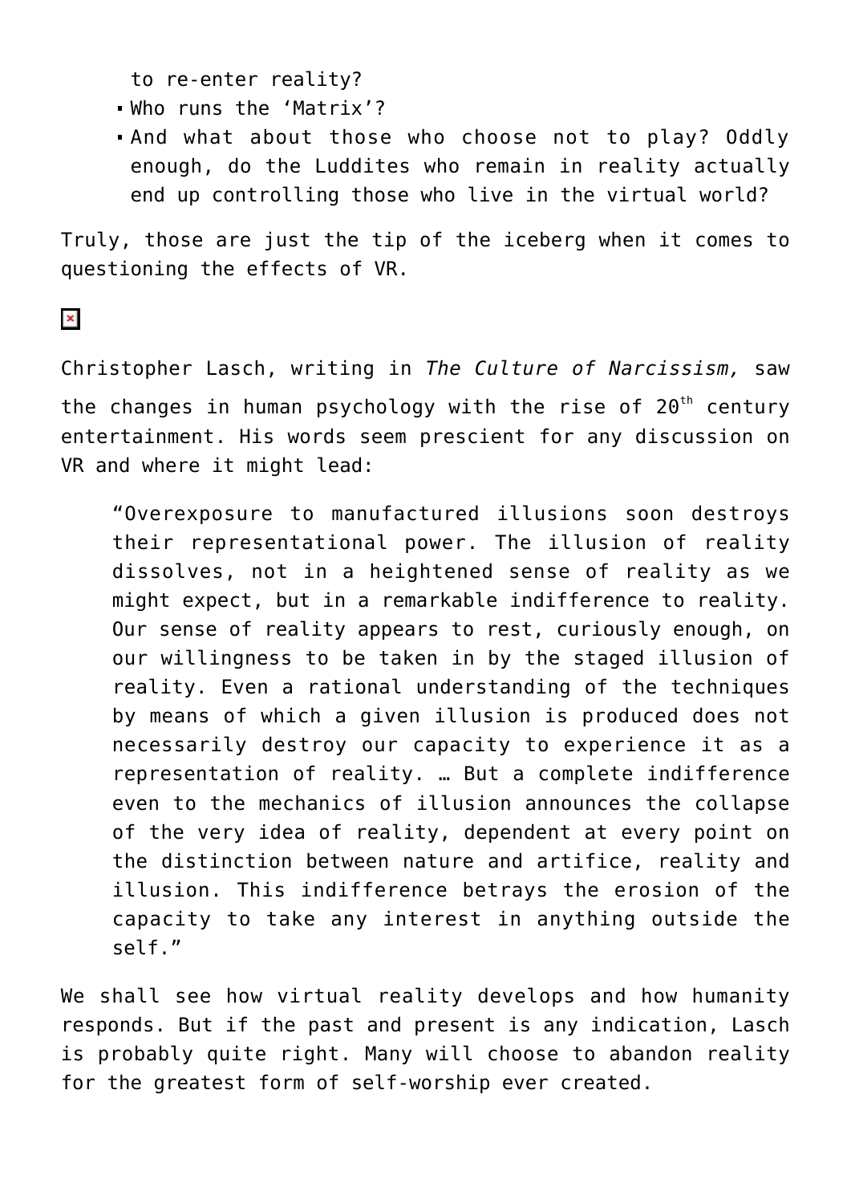to re-enter reality?

- Who runs the 'Matrix'?
- And what about those who choose not to play? Oddly enough, do the Luddites who remain in reality actually end up controlling those who live in the virtual world?

Truly, those are just the tip of the iceberg when it comes to questioning the effects of VR.

Christopher Lasch, writing in *The Culture of Narcissism,* saw the changes in human psychology with the rise of 20th century entertainment. His words seem prescient for any discussion on VR and where it might lead:

> "Overexposure to manufactured illusions soon destroys their representational power. The illusion of reality dissolves, not in a heightened sense of reality as we might expect, but in a remarkable indifference to reality. Our sense of reality appears to rest, curiously enough, on our willingness to be taken in by the staged illusion of reality. Even a rational understanding of the techniques by means of which a given illusion is produced does not necessarily destroy our capacity to experience it as a representation of reality. … But a complete indifference even to the mechanics of illusion announces the collapse of the very idea of reality, dependent at every point on the distinction between nature and artifice, reality and illusion. This indifference betrays the erosion of the capacity to take any interest in anything outside the self."

We shall see how virtual reality develops and how humanity responds. But if the past and present is any indication, Lasch is probably quite right. Many will choose to abandon reality for the greatest form of self-worship ever created.